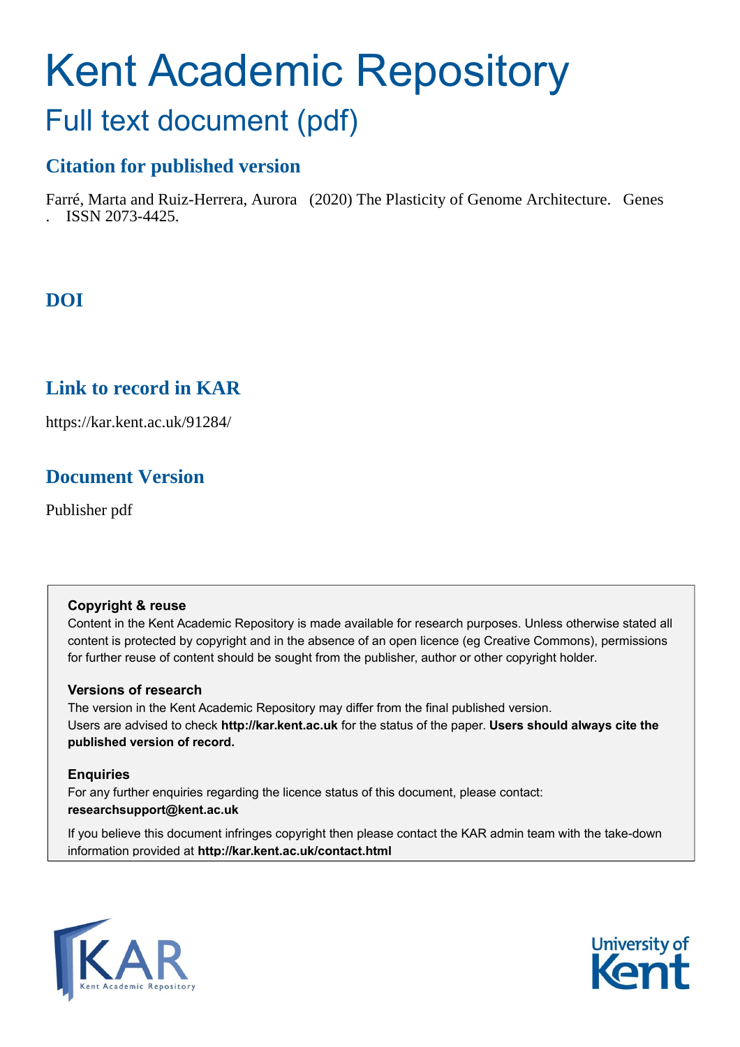# Kent Academic Repository

## Full text document (pdf)

### Citation for published version

Farré, Marta and Ruiz-Herrera, Aurora (2020) The Plasticity of Genome Architecture. Genes . ISSN 2073-4425.

### DOI

### Link to record in KAR

https://kar.kent.ac.uk/91284/

### Document Version

Publisher pdf

**Copyright & reuse**

Content in the Kent Academic Repository is made available for research purposes. Unless otherwise stated all content is protected by copyright and in the absence of an open licence (eg Creative Commons), permissions for further reuse of content should be sought from the publisher, author or other copyright holder.

**Versions of research**

The version in the Kent Academic Repository may differ from the final published version. Users are advised to check **http://kar.kent.ac.uk** for the status of the paper. **Users should always cite the published version of record.**

**Enquiries**

For any further enquiries regarding the licence status of this document, please contact: **researchsupport@kent.ac.uk**

If you believe this document infringes copyright then please contact the KAR admin team with the take-down information provided at **http://kar.kent.ac.uk/contact.html**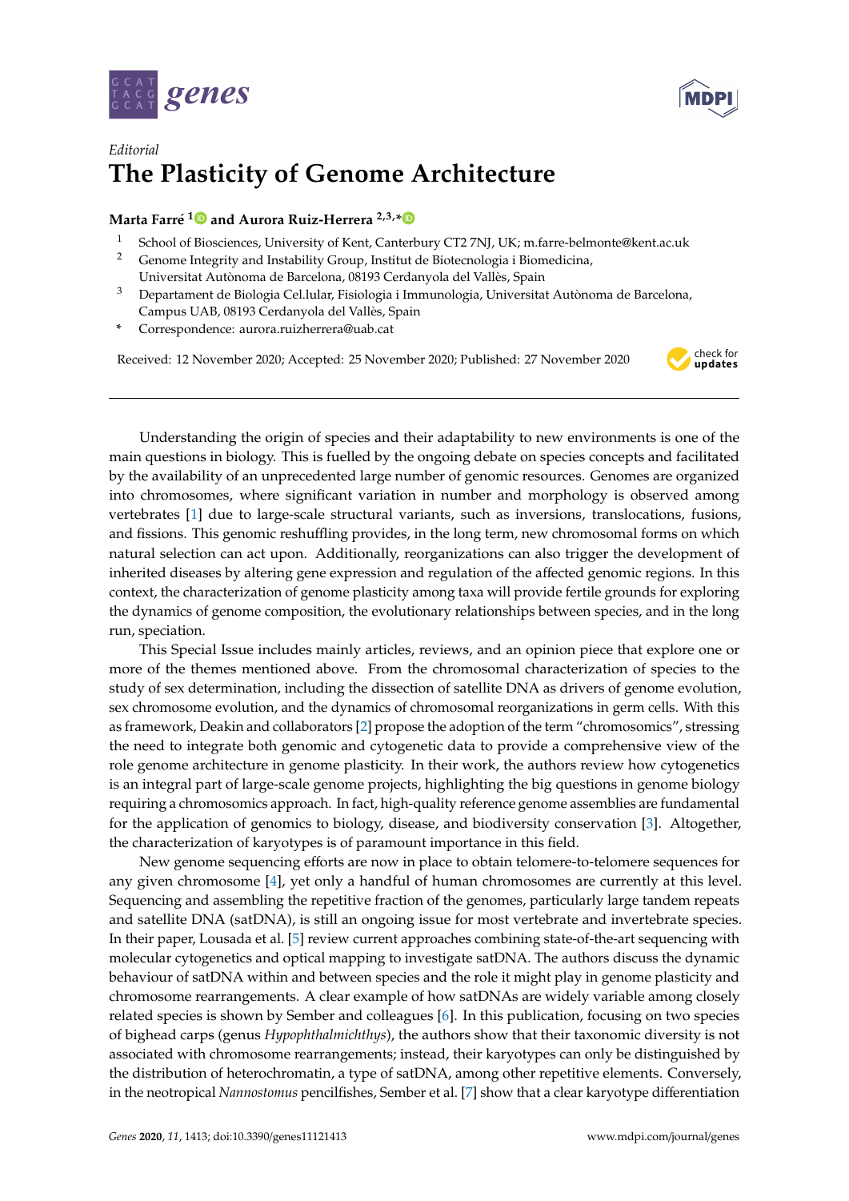*Editorial*

# The Plasticity of Genome Architecture

**Marta Farré** [1] **and Aurora Ruiz-Herrera** [2,3,*]

1. School of Biosciences, University of Kent, Canterbury CT2 7NJ, UK; m.farre-belmonte@kent.ac.uk
2. Genome Integrity and Instability Group, Institut de Biotecnologia i Biomedicina, Universitat Autònoma de Barcelona, 08193 Cerdanyola del Vallès, Spain
3. Departament de Biologia Cel.lular, Fisiologia i Immunologia, Universitat Autònoma de Barcelona, Campus UAB, 08193 Cerdanyola del Vallès, Spain

\* Correspondence: aurora.ruizherrera@uab.cat

Received: 12 November 2020; Accepted: 25 November 2020; Published: 27 November 2020

---

Understanding the origin of species and their adaptability to new environments is one of the main questions in biology. This is fuelled by the ongoing debate on species concepts and facilitated by the availability of an unprecedented large number of genomic resources. Genomes are organized into chromosomes, where significant variation in number and morphology is observed among vertebrates [1] due to large-scale structural variants, such as inversions, translocations, fusions, and fissions. This genomic reshuffling provides, in the long term, new chromosomal forms on which natural selection can act upon. Additionally, reorganizations can also trigger the development of inherited diseases by altering gene expression and regulation of the affected genomic regions. In this context, the characterization of genome plasticity among taxa will provide fertile grounds for exploring the dynamics of genome composition, the evolutionary relationships between species, and in the long run, speciation.

This Special Issue includes mainly articles, reviews, and an opinion piece that explore one or more of the themes mentioned above. From the chromosomal characterization of species to the study of sex determination, including the dissection of satellite DNA as drivers of genome evolution, sex chromosome evolution, and the dynamics of chromosomal reorganizations in germ cells. With this as framework, Deakin and collaborators [2] propose the adoption of the term "chromosomics", stressing the need to integrate both genomic and cytogenetic data to provide a comprehensive view of the role genome architecture in genome plasticity. In their work, the authors review how cytogenetics is an integral part of large-scale genome projects, highlighting the big questions in genome biology requiring a chromosomics approach. In fact, high-quality reference genome assemblies are fundamental for the application of genomics to biology, disease, and biodiversity conservation [3]. Altogether, the characterization of karyotypes is of paramount importance in this field.

New genome sequencing efforts are now in place to obtain telomere-to-telomere sequences for any given chromosome [4], yet only a handful of human chromosomes are currently at this level. Sequencing and assembling the repetitive fraction of the genomes, particularly large tandem repeats and satellite DNA (satDNA), is still an ongoing issue for most vertebrate and invertebrate species. In their paper, Lousada et al. [5] review current approaches combining state-of-the-art sequencing with molecular cytogenetics and optical mapping to investigate satDNA. The authors discuss the dynamic behaviour of satDNA within and between species and the role it might play in genome plasticity and chromosome rearrangements. A clear example of how satDNAs are widely variable among closely related species is shown by Sember and colleagues [6]. In this publication, focusing on two species of bighead carps (genus *Hypophthalmichthys*), the authors show that their taxonomic diversity is not associated with chromosome rearrangements; instead, their karyotypes can only be distinguished by the distribution of heterochromatin, a type of satDNA, among other repetitive elements. Conversely, in the neotropical *Nannostomus* pencilfishes, Sember et al. [7] show that a clear karyotype differentiation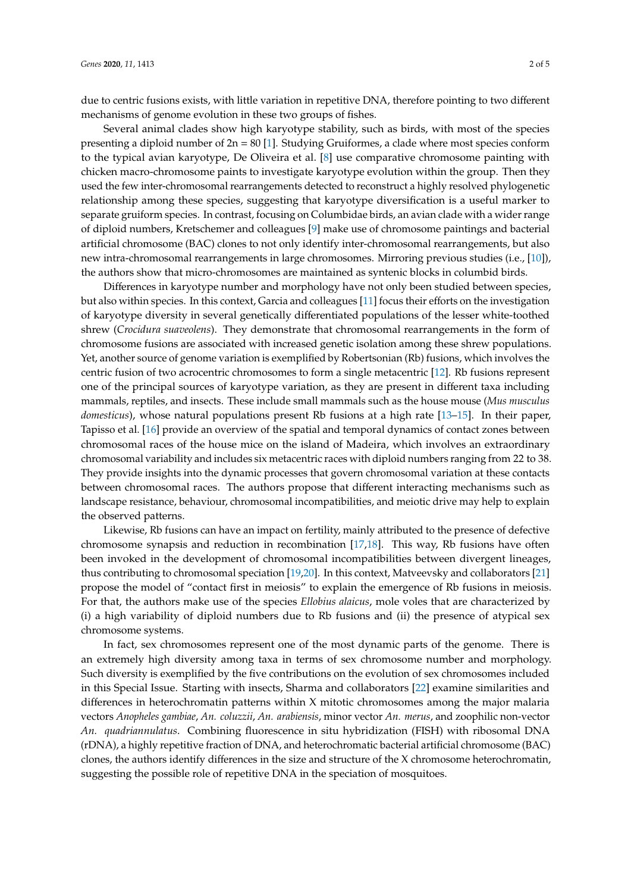due to centric fusions exists, with little variation in repetitive DNA, therefore pointing to two different mechanisms of genome evolution in these two groups of fishes.

Several animal clades show high karyotype stability, such as birds, with most of the species presenting a diploid number of 2n = 80 [1]. Studying Gruiformes, a clade where most species conform to the typical avian karyotype, De Oliveira et al. [8] use comparative chromosome painting with chicken macro-chromosome paints to investigate karyotype evolution within the group. Then they used the few inter-chromosomal rearrangements detected to reconstruct a highly resolved phylogenetic relationship among these species, suggesting that karyotype diversification is a useful marker to separate gruiform species. In contrast, focusing on Columbidae birds, an avian clade with a wider range of diploid numbers, Kretschemer and colleagues [9] make use of chromosome paintings and bacterial artificial chromosome (BAC) clones to not only identify inter-chromosomal rearrangements, but also new intra-chromosomal rearrangements in large chromosomes. Mirroring previous studies (i.e., [10]), the authors show that micro-chromosomes are maintained as syntenic blocks in columbid birds.

Differences in karyotype number and morphology have not only been studied between species, but also within species. In this context, Garcia and colleagues [11] focus their efforts on the investigation of karyotype diversity in several genetically differentiated populations of the lesser white-toothed shrew (*Crocidura suaveolens*). They demonstrate that chromosomal rearrangements in the form of chromosome fusions are associated with increased genetic isolation among these shrew populations. Yet, another source of genome variation is exemplified by Robertsonian (Rb) fusions, which involves the centric fusion of two acrocentric chromosomes to form a single metacentric [12]. Rb fusions represent one of the principal sources of karyotype variation, as they are present in different taxa including mammals, reptiles, and insects. These include small mammals such as the house mouse (*Mus musculus domesticus*), whose natural populations present Rb fusions at a high rate [13–15]. In their paper, Tapisso et al. [16] provide an overview of the spatial and temporal dynamics of contact zones between chromosomal races of the house mice on the island of Madeira, which involves an extraordinary chromosomal variability and includes six metacentric races with diploid numbers ranging from 22 to 38. They provide insights into the dynamic processes that govern chromosomal variation at these contacts between chromosomal races. The authors propose that different interacting mechanisms such as landscape resistance, behaviour, chromosomal incompatibilities, and meiotic drive may help to explain the observed patterns.

Likewise, Rb fusions can have an impact on fertility, mainly attributed to the presence of defective chromosome synapsis and reduction in recombination [17,18]. This way, Rb fusions have often been invoked in the development of chromosomal incompatibilities between divergent lineages, thus contributing to chromosomal speciation [19,20]. In this context, Matveevsky and collaborators [21] propose the model of "contact first in meiosis" to explain the emergence of Rb fusions in meiosis. For that, the authors make use of the species *Ellobius alaicus*, mole voles that are characterized by (i) a high variability of diploid numbers due to Rb fusions and (ii) the presence of atypical sex chromosome systems.

In fact, sex chromosomes represent one of the most dynamic parts of the genome. There is an extremely high diversity among taxa in terms of sex chromosome number and morphology. Such diversity is exemplified by the five contributions on the evolution of sex chromosomes included in this Special Issue. Starting with insects, Sharma and collaborators [22] examine similarities and differences in heterochromatin patterns within X mitotic chromosomes among the major malaria vectors *Anopheles gambiae*, *An. coluzzii*, *An. arabiensis*, minor vector *An. merus*, and zoophilic non-vector *An. quadriannulatus*. Combining fluorescence in situ hybridization (FISH) with ribosomal DNA (rDNA), a highly repetitive fraction of DNA, and heterochromatic bacterial artificial chromosome (BAC) clones, the authors identify differences in the size and structure of the X chromosome heterochromatin, suggesting the possible role of repetitive DNA in the speciation of mosquitoes.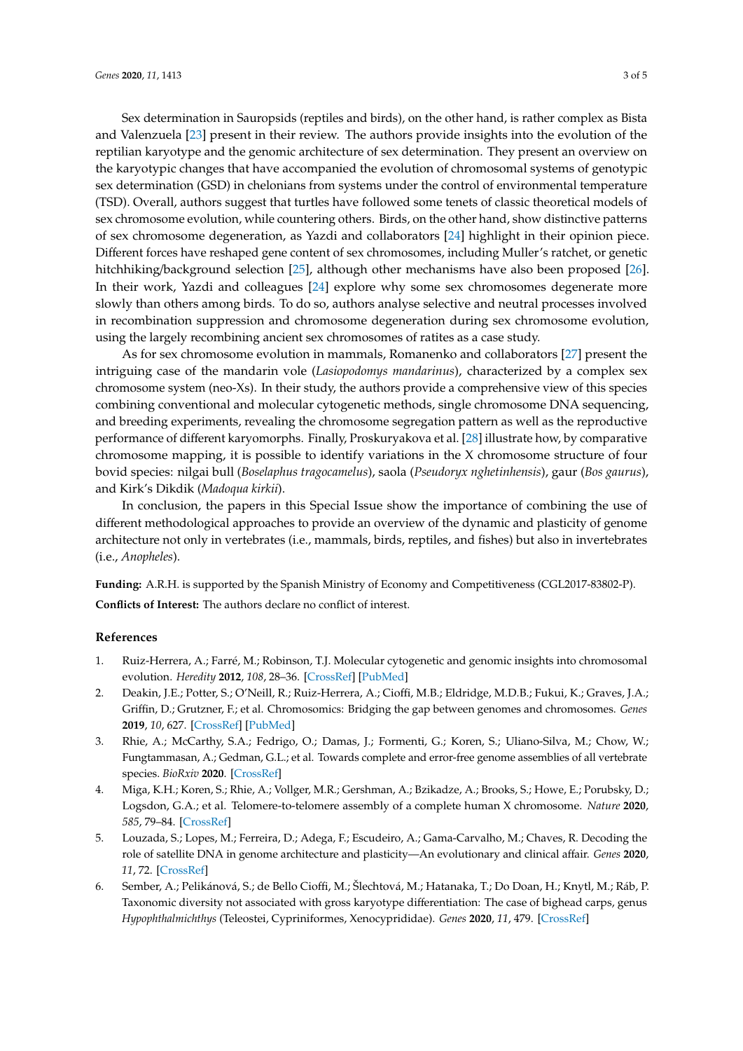Sex determination in Sauropsids (reptiles and birds), on the other hand, is rather complex as Bista and Valenzuela [23] present in their review. The authors provide insights into the evolution of the reptilian karyotype and the genomic architecture of sex determination. They present an overview on the karyotypic changes that have accompanied the evolution of chromosomal systems of genotypic sex determination (GSD) in chelonians from systems under the control of environmental temperature (TSD). Overall, authors suggest that turtles have followed some tenets of classic theoretical models of sex chromosome evolution, while countering others. Birds, on the other hand, show distinctive patterns of sex chromosome degeneration, as Yazdi and collaborators [24] highlight in their opinion piece. Different forces have reshaped gene content of sex chromosomes, including Muller's ratchet, or genetic hitchhiking/background selection [25], although other mechanisms have also been proposed [26]. In their work, Yazdi and colleagues [24] explore why some sex chromosomes degenerate more slowly than others among birds. To do so, authors analyse selective and neutral processes involved in recombination suppression and chromosome degeneration during sex chromosome evolution, using the largely recombining ancient sex chromosomes of ratites as a case study.

As for sex chromosome evolution in mammals, Romanenko and collaborators [27] present the intriguing case of the mandarin vole (*Lasiopodomys mandarinus*), characterized by a complex sex chromosome system (neo-Xs). In their study, the authors provide a comprehensive view of this species combining conventional and molecular cytogenetic methods, single chromosome DNA sequencing, and breeding experiments, revealing the chromosome segregation pattern as well as the reproductive performance of different karyomorphs. Finally, Proskuryakova et al. [28] illustrate how, by comparative chromosome mapping, it is possible to identify variations in the X chromosome structure of four bovid species: nilgai bull (*Boselaphus tragocamelus*), saola (*Pseudoryx nghetinhensis*), gaur (*Bos gaurus*), and Kirk's Dikdik (*Madoqua kirkii*).

In conclusion, the papers in this Special Issue show the importance of combining the use of different methodological approaches to provide an overview of the dynamic and plasticity of genome architecture not only in vertebrates (i.e., mammals, birds, reptiles, and fishes) but also in invertebrates (i.e., *Anopheles*).

**Funding:** A.R.H. is supported by the Spanish Ministry of Economy and Competitiveness (CGL2017-83802-P).

**Conflicts of Interest:** The authors declare no conflict of interest.

## References

1. Ruiz-Herrera, A.; Farré, M.; Robinson, T.J. Molecular cytogenetic and genomic insights into chromosomal evolution. *Heredity* **2012**, *108*, 28–36. [CrossRef] [PubMed]
2. Deakin, J.E.; Potter, S.; O'Neill, R.; Ruiz-Herrera, A.; Cioffi, M.B.; Eldridge, M.D.B.; Fukui, K.; Graves, J.A.; Griffin, D.; Grutzner, F.; et al. Chromosomics: Bridging the gap between genomes and chromosomes. *Genes* **2019**, *10*, 627. [CrossRef] [PubMed]
3. Rhie, A.; McCarthy, S.A.; Fedrigo, O.; Damas, J.; Formenti, G.; Koren, S.; Uliano-Silva, M.; Chow, W.; Fungtammasan, A.; Gedman, G.L.; et al. Towards complete and error-free genome assemblies of all vertebrate species. *BioRxiv* **2020**. [CrossRef]
4. Miga, K.H.; Koren, S.; Rhie, A.; Vollger, M.R.; Gershman, A.; Bzikadze, A.; Brooks, S.; Howe, E.; Porubsky, D.; Logsdon, G.A.; et al. Telomere-to-telomere assembly of a complete human X chromosome. *Nature* **2020**, *585*, 79–84. [CrossRef]
5. Louzada, S.; Lopes, M.; Ferreira, D.; Adega, F.; Escudeiro, A.; Gama-Carvalho, M.; Chaves, R. Decoding the role of satellite DNA in genome architecture and plasticity—An evolutionary and clinical affair. *Genes* **2020**, *11*, 72. [CrossRef]
6. Sember, A.; Pelikánová, S.; de Bello Cioffi, M.; Šlechtová, M.; Hatanaka, T.; Do Doan, H.; Knytl, M.; Ráb, P. Taxonomic diversity not associated with gross karyotype differentiation: The case of bighead carps, genus *Hypophthalmichthys* (Teleostei, Cypriniformes, Xenocyprididae). *Genes* **2020**, *11*, 479. [CrossRef]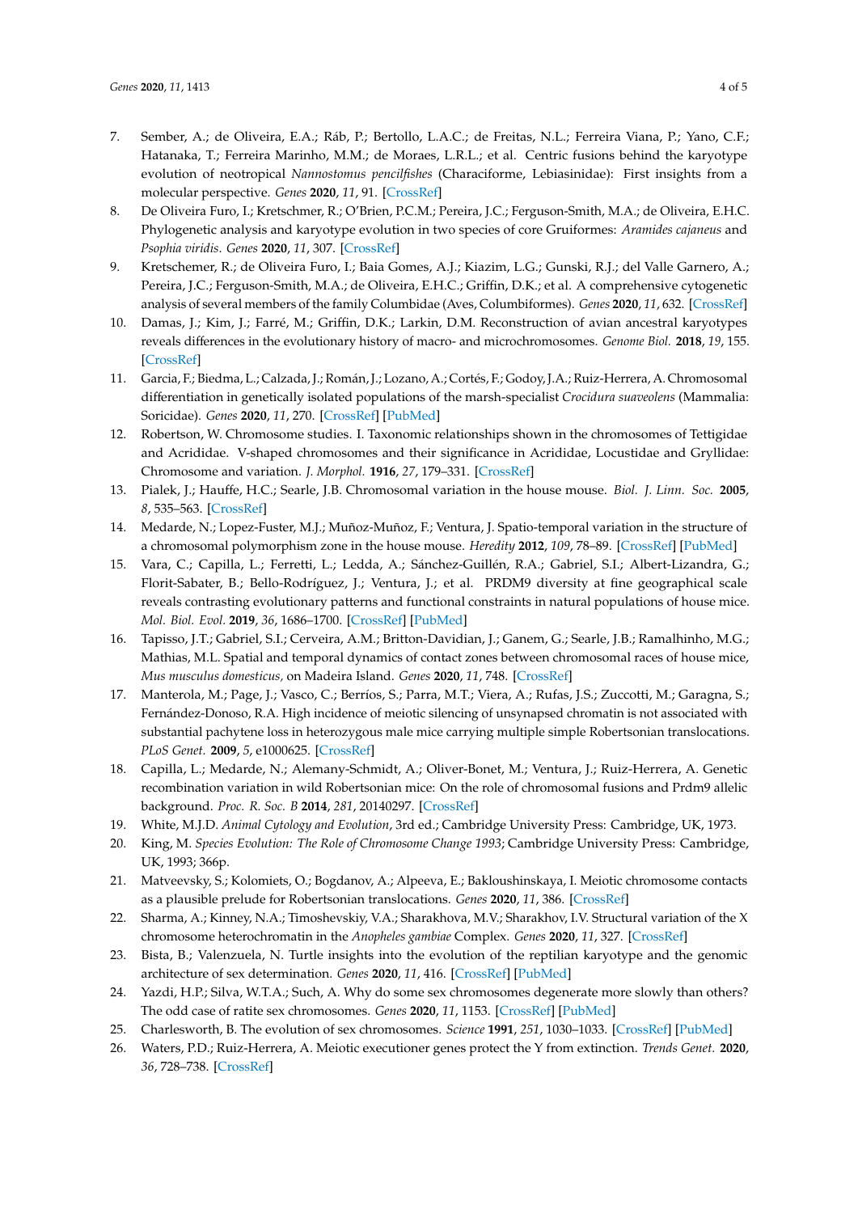7. Sember, A.; de Oliveira, E.A.; Ráb, P.; Bertollo, L.A.C.; de Freitas, N.L.; Ferreira Viana, P.; Yano, C.F.; Hatanaka, T.; Ferreira Marinho, M.M.; de Moraes, L.R.L.; et al. Centric fusions behind the karyotype evolution of neotropical *Nannostomus pencilfishes* (Characiforme, Lebiasinidae): First insights from a molecular perspective. *Genes* **2020**, *11*, 91. [CrossRef]
8. De Oliveira Furo, I.; Kretschmer, R.; O'Brien, P.C.M.; Pereira, J.C.; Ferguson-Smith, M.A.; de Oliveira, E.H.C. Phylogenetic analysis and karyotype evolution in two species of core Gruiformes: *Aramides cajaneus* and *Psophia viridis*. *Genes* **2020**, *11*, 307. [CrossRef]
9. Kretschemer, R.; de Oliveira Furo, I.; Baia Gomes, A.J.; Kiazim, L.G.; Gunski, R.J.; del Valle Garnero, A.; Pereira, J.C.; Ferguson-Smith, M.A.; de Oliveira, E.H.C.; Griffin, D.K.; et al. A comprehensive cytogenetic analysis of several members of the family Columbidae (Aves, Columbiformes). *Genes* **2020**, *11*, 632. [CrossRef]
10. Damas, J.; Kim, J.; Farré, M.; Griffin, D.K.; Larkin, D.M. Reconstruction of avian ancestral karyotypes reveals differences in the evolutionary history of macro- and microchromosomes. *Genome Biol.* **2018**, *19*, 155. [CrossRef]
11. Garcia, F.; Biedma, L.; Calzada, J.; Román, J.; Lozano, A.; Cortés, F.; Godoy, J.A.; Ruiz-Herrera, A. Chromosomal differentiation in genetically isolated populations of the marsh-specialist *Crocidura suaveolens* (Mammalia: Soricidae). *Genes* **2020**, *11*, 270. [CrossRef] [PubMed]
12. Robertson, W. Chromosome studies. I. Taxonomic relationships shown in the chromosomes of Tettigidae and Acrididae. V-shaped chromosomes and their significance in Acrididae, Locustidae and Gryllidae: Chromosome and variation. *J. Morphol.* **1916**, *27*, 179–331. [CrossRef]
13. Pialek, J.; Hauffe, H.C.; Searle, J.B. Chromosomal variation in the house mouse. *Biol. J. Linn. Soc.* **2005**, *8*, 535–563. [CrossRef]
14. Medarde, N.; Lopez-Fuster, M.J.; Muñoz-Muñoz, F.; Ventura, J. Spatio-temporal variation in the structure of a chromosomal polymorphism zone in the house mouse. *Heredity* **2012**, *109*, 78–89. [CrossRef] [PubMed]
15. Vara, C.; Capilla, L.; Ferretti, L.; Ledda, A.; Sánchez-Guillén, R.A.; Gabriel, S.I.; Albert-Lizandra, G.; Florit-Sabater, B.; Bello-Rodríguez, J.; Ventura, J.; et al. PRDM9 diversity at fine geographical scale reveals contrasting evolutionary patterns and functional constraints in natural populations of house mice. *Mol. Biol. Evol.* **2019**, *36*, 1686–1700. [CrossRef] [PubMed]
16. Tapisso, J.T.; Gabriel, S.I.; Cerveira, A.M.; Britton-Davidian, J.; Ganem, G.; Searle, J.B.; Ramalhinho, M.G.; Mathias, M.L. Spatial and temporal dynamics of contact zones between chromosomal races of house mice, *Mus musculus domesticus*, on Madeira Island. *Genes* **2020**, *11*, 748. [CrossRef]
17. Manterola, M.; Page, J.; Vasco, C.; Berríos, S.; Parra, M.T.; Viera, A.; Rufas, J.S.; Zuccotti, M.; Garagna, S.; Fernández-Donoso, R.A. High incidence of meiotic silencing of unsynapsed chromatin is not associated with substantial pachytene loss in heterozygous male mice carrying multiple simple Robertsonian translocations. *PLoS Genet.* **2009**, *5*, e1000625. [CrossRef]
18. Capilla, L.; Medarde, N.; Alemany-Schmidt, A.; Oliver-Bonet, M.; Ventura, J.; Ruiz-Herrera, A. Genetic recombination variation in wild Robertsonian mice: On the role of chromosomal fusions and Prdm9 allelic background. *Proc. R. Soc. B* **2014**, *281*, 20140297. [CrossRef]
19. White, M.J.D. *Animal Cytology and Evolution*, 3rd ed.; Cambridge University Press: Cambridge, UK, 1973.
20. King, M. *Species Evolution: The Role of Chromosome Change 1993*; Cambridge University Press: Cambridge, UK, 1993; 366p.
21. Matveevsky, S.; Kolomiets, O.; Bogdanov, A.; Alpeeva, E.; Bakloushinskaya, I. Meiotic chromosome contacts as a plausible prelude for Robertsonian translocations. *Genes* **2020**, *11*, 386. [CrossRef]
22. Sharma, A.; Kinney, N.A.; Timoshevskiy, V.A.; Sharakhova, M.V.; Sharakhov, I.V. Structural variation of the X chromosome heterochromatin in the *Anopheles gambiae* Complex. *Genes* **2020**, *11*, 327. [CrossRef]
23. Bista, B.; Valenzuela, N. Turtle insights into the evolution of the reptilian karyotype and the genomic architecture of sex determination. *Genes* **2020**, *11*, 416. [CrossRef] [PubMed]
24. Yazdi, H.P.; Silva, W.T.A.; Such, A. Why do some sex chromosomes degenerate more slowly than others? The odd case of ratite sex chromosomes. *Genes* **2020**, *11*, 1153. [CrossRef] [PubMed]
25. Charlesworth, B. The evolution of sex chromosomes. *Science* **1991**, *251*, 1030–1033. [CrossRef] [PubMed]
26. Waters, P.D.; Ruiz-Herrera, A. Meiotic executioner genes protect the Y from extinction. *Trends Genet.* **2020**, *36*, 728–738. [CrossRef]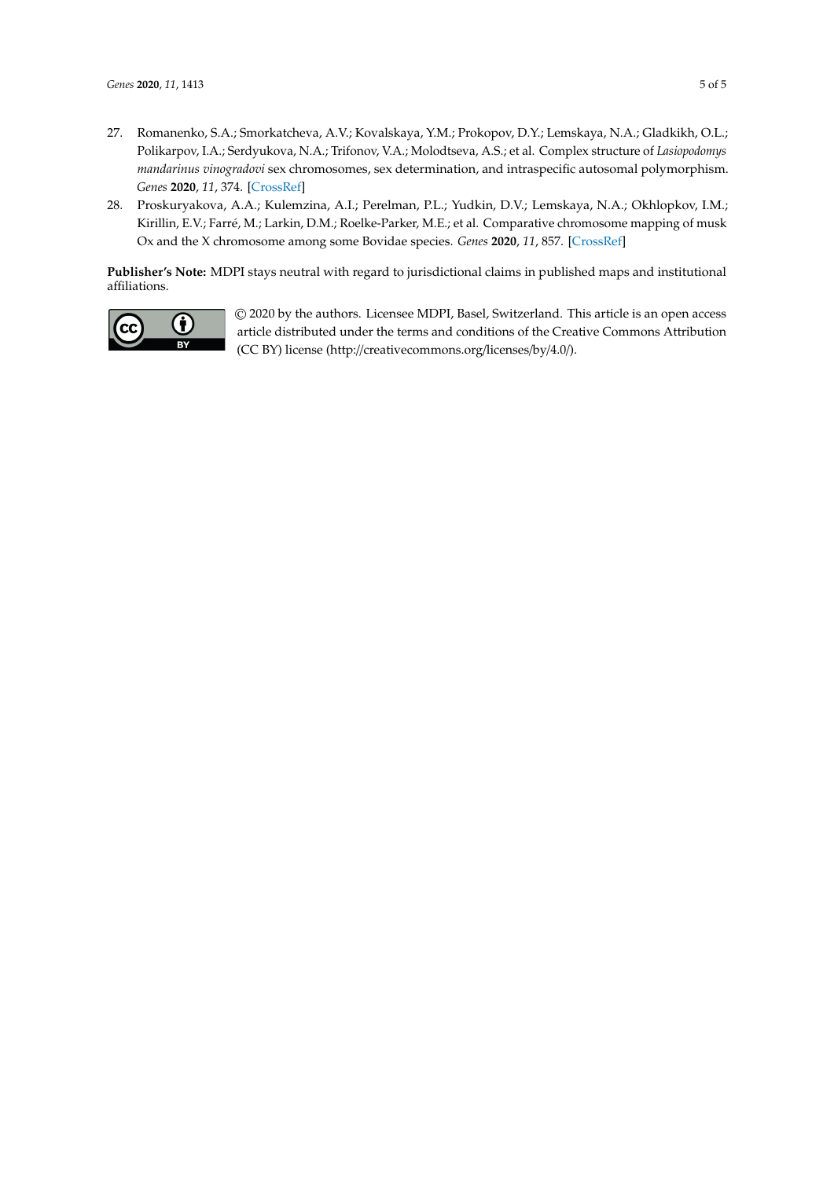27. Romanenko, S.A.; Smorkatcheva, A.V.; Kovalskaya, Y.M.; Prokopov, D.Y.; Lemskaya, N.A.; Gladkikh, O.L.; Polikarpov, I.A.; Serdyukova, N.A.; Trifonov, V.A.; Molodtseva, A.S.; et al. Complex structure of *Lasiopodomys mandarinus vinogradovi* sex chromosomes, sex determination, and intraspecific autosomal polymorphism. *Genes* **2020**, *11*, 374. [CrossRef]
28. Proskuryakova, A.A.; Kulemzina, A.I.; Perelman, P.L.; Yudkin, D.V.; Lemskaya, N.A.; Okhlopkov, I.M.; Kirillin, E.V.; Farré, M.; Larkin, D.M.; Roelke-Parker, M.E.; et al. Comparative chromosome mapping of musk Ox and the X chromosome among some Bovidae species. *Genes* **2020**, *11*, 857. [CrossRef]

**Publisher's Note:** MDPI stays neutral with regard to jurisdictional claims in published maps and institutional affiliations.

© 2020 by the authors. Licensee MDPI, Basel, Switzerland. This article is an open access article distributed under the terms and conditions of the Creative Commons Attribution (CC BY) license (http://creativecommons.org/licenses/by/4.0/).